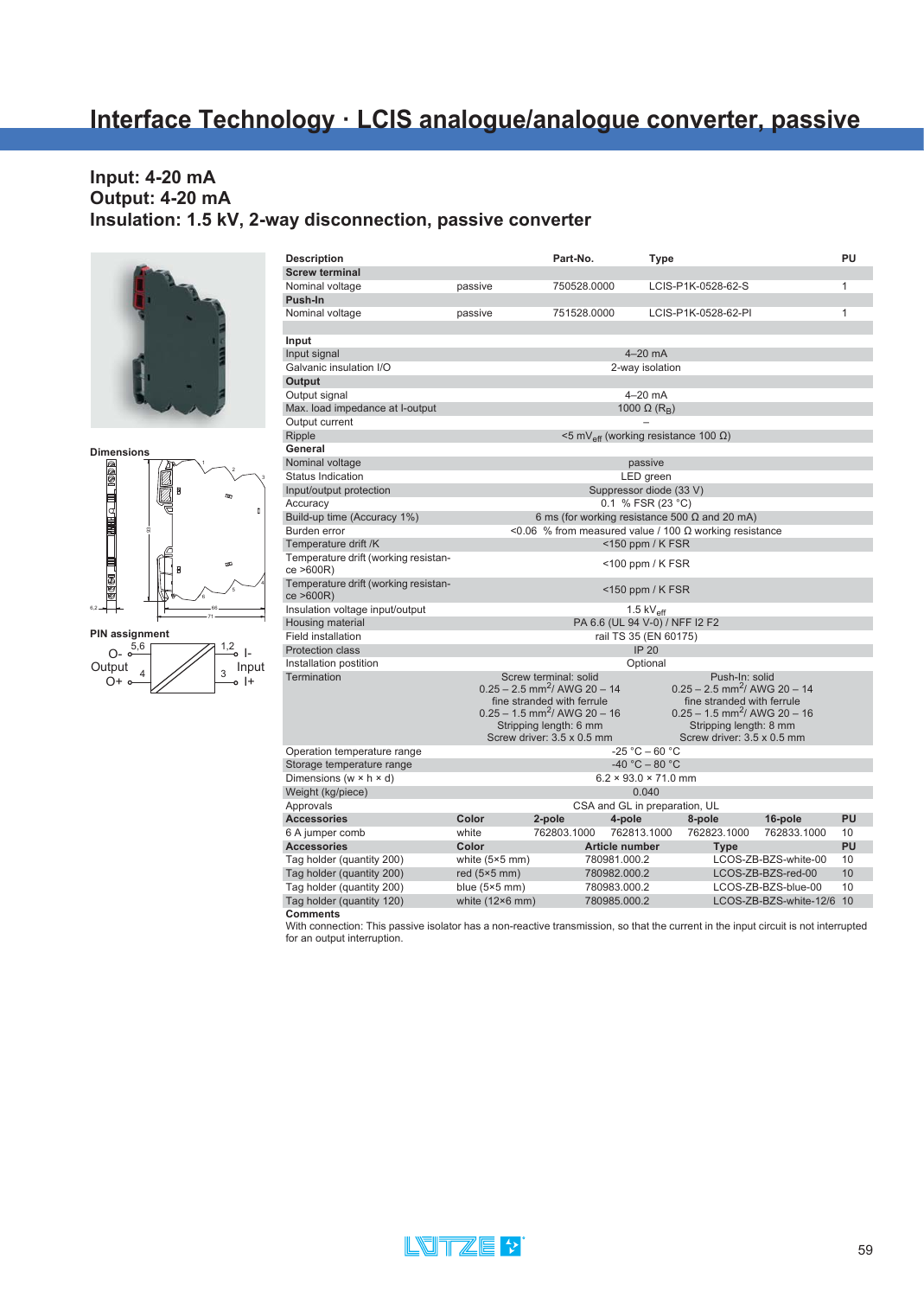# Interface Technology · LCIS analogue/analogue converter, passive

## Input: 4-20 mA
## Output: 4-20 mA
## Insulation: 1.5 kV, 2-way disconnection, passive converter

**Dimensions**

**PIN assignment**

O- 5,6 / Output / O+ 4 — 1,2 I- / Input / 3 I+

| Description | | Part-No. | Type | PU |
|---|---|---|---|---|
| **Screw terminal** | | | | |
| Nominal voltage | passive | 750528.0000 | LCIS-P1K-0528-62-S | 1 |
| **Push-In** | | | | |
| Nominal voltage | passive | 751528.0000 | LCIS-P1K-0528-62-PI | 1 |

| | |
|---|---|
| **Input** | |
| Input signal | 4–20 mA |
| Galvanic insulation I/O | 2-way isolation |
| **Output** | |
| Output signal | 4–20 mA |
| Max. load impedance at I-output | 1000 Ω ($R_B$) |
| Output current | – |
| Ripple | <5 $mV_{eff}$ (working resistance 100 Ω) |
| **General** | |
| Nominal voltage | passive |
| Status Indication | LED green |
| Input/output protection | Suppressor diode (33 V) |
| Accuracy | 0.1 % FSR (23 °C) |
| Build-up time (Accuracy 1%) | 6 ms (for working resistance 500 Ω and 20 mA) |
| Burden error | <0.06 % from measured value / 100 Ω working resistance |
| Temperature drift /K | <150 ppm / K FSR |
| Temperature drift (working resistance >600R) | <100 ppm / K FSR |
| Temperature drift (working resistance >600R) | <150 ppm / K FSR |
| Insulation voltage input/output | 1.5 $kV_{eff}$ |
| Housing material | PA 6.6 (UL 94 V-0) / NFF I2 F2 |
| Field installation | rail TS 35 (EN 60175) |
| Protection class | IP 20 |
| Installation postition | Optional |
| Termination | Screw terminal: solid 0.25 – 2.5 $mm^2$/ AWG 20 – 14, fine stranded with ferrule 0.25 – 1.5 $mm^2$/ AWG 20 – 16, Stripping length: 6 mm, Screw driver: 3.5 x 0.5 mm; Push-In: solid 0.25 – 2.5 $mm^2$/ AWG 20 – 14, fine stranded with ferrule 0.25 – 1.5 $mm^2$/ AWG 20 – 16, Stripping length: 8 mm, Screw driver: 3.5 x 0.5 mm |
| Operation temperature range | -25 °C – 60 °C |
| Storage temperature range | -40 °C – 80 °C |
| Dimensions (w × h × d) | 6.2 × 93.0 × 71.0 mm |
| Weight (kg/piece) | 0.040 |
| Approvals | CSA and GL in preparation, UL |

| Accessories | Color | 2-pole | 4-pole | 8-pole | 16-pole | PU |
|---|---|---|---|---|---|---|
| 6 A jumper comb | white | 762803.1000 | 762813.1000 | 762823.1000 | 762833.1000 | 10 |

| Accessories | Color | Article number | Type | PU |
|---|---|---|---|---|
| Tag holder (quantity 200) | white (5×5 mm) | 780981.000.2 | LCOS-ZB-BZS-white-00 | 10 |
| Tag holder (quantity 200) | red (5×5 mm) | 780982.000.2 | LCOS-ZB-BZS-red-00 | 10 |
| Tag holder (quantity 200) | blue (5×5 mm) | 780983.000.2 | LCOS-ZB-BZS-blue-00 | 10 |
| Tag holder (quantity 120) | white (12×6 mm) | 780985.000.2 | LCOS-ZB-BZS-white-12/6 | 10 |

**Comments**

With connection: This passive isolator has a non-reactive transmission, so that the current in the input circuit is not interrupted for an output interruption.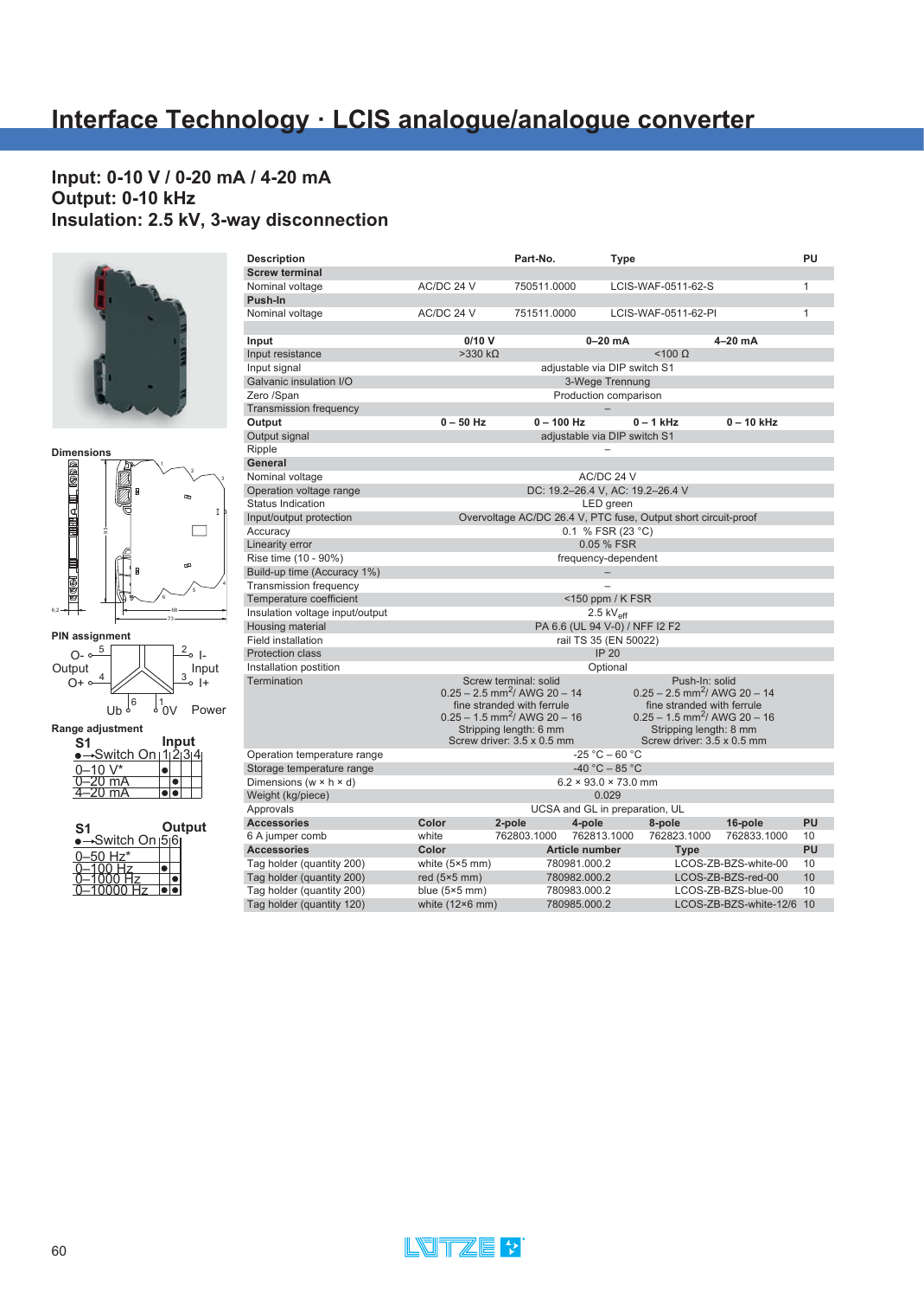# Interface Technology · LCIS analogue/analogue converter

## Input: 0-10 V / 0-20 mA / 4-20 mA
## Output: 0-10 kHz
## Insulation: 2.5 kV, 3-way disconnection

**Dimensions**

**PIN assignment**

O- 5, Output, O+ 4; 2 I-, Input, 3 I+; Ub 6, 1 0V, Power

**Range adjustment**

| S1 ●→Switch On | Input 1 | 2 | 3 | 4 |
|---|---|---|---|---|
| 0–10 V* | | | | |
| 0–20 mA | | ● | | |
| 4–20 mA | ● | ● | | |

| S1 ●→Switch On | Output 5 | 6 |
|---|---|---|
| 0–50 Hz* | | |
| 0–100 Hz | ● | |
| 0–1000 Hz | | ● |
| 0–10000 Hz | ● | ● |

| Description | | Part-No. | Type | PU |
|---|---|---|---|---|
| **Screw terminal** | | | | |
| Nominal voltage | AC/DC 24 V | 750511.0000 | LCIS-WAF-0511-62-S | 1 |
| **Push-In** | | | | |
| Nominal voltage | AC/DC 24 V | 751511.0000 | LCIS-WAF-0511-62-PI | 1 |

| **Input** | **0/10 V** | **0–20 mA** | | **4–20 mA** |
|---|---|---|---|---|
| Input resistance | >330 kΩ | <100 Ω | | |
| Input signal | adjustable via DIP switch S1 | | | |
| Galvanic insulation I/O | 3-Wege Trennung | | | |
| Zero /Span | Production comparison | | | |
| Transmission frequency | – | | | |
| **Output** | **0 – 50 Hz** | **0 – 100 Hz** | **0 – 1 kHz** | **0 – 10 kHz** |
| Output signal | adjustable via DIP switch S1 | | | |
| Ripple | – | | | |
| **General** | | | | |
| Nominal voltage | AC/DC 24 V | | | |
| Operation voltage range | DC: 19.2–26.4 V, AC: 19.2–26.4 V | | | |
| Status Indication | LED green | | | |
| Input/output protection | Overvoltage AC/DC 26.4 V, PTC fuse, Output short circuit-proof | | | |
| Accuracy | 0.1 % FSR (23 °C) | | | |
| Linearity error | 0.05 % FSR | | | |
| Rise time (10 - 90%) | frequency-dependent | | | |
| Build-up time (Accuracy 1%) | – | | | |
| Transmission frequency | – | | | |
| Temperature coefficient | <150 ppm / K FSR | | | |
| Insulation voltage input/output | 2.5 $kV_{eff}$ | | | |
| Housing material | PA 6.6 (UL 94 V-0) / NFF I2 F2 | | | |
| Field installation | rail TS 35 (EN 50022) | | | |
| Protection class | IP 20 | | | |
| Installation postition | Optional | | | |
| Termination | Screw terminal: solid 0.25 – 2.5 $mm^2$/ AWG 20 – 14, fine stranded with ferrule 0.25 – 1.5 $mm^2$/ AWG 20 – 16, Stripping length: 6 mm, Screw driver: 3.5 x 0.5 mm | | Push-In: solid 0.25 – 2.5 $mm^2$/ AWG 20 – 14, fine stranded with ferrule 0.25 – 1.5 $mm^2$/ AWG 20 – 16, Stripping length: 8 mm, Screw driver: 3.5 x 0.5 mm | |
| Operation temperature range | -25 °C – 60 °C | | | |
| Storage temperature range | -40 °C – 85 °C | | | |
| Dimensions (w × h × d) | 6.2 × 93.0 × 73.0 mm | | | |
| Weight (kg/piece) | 0.029 | | | |
| Approvals | UCSA and GL in preparation, UL | | | |

| **Accessories** | **Color** | **2-pole** | **4-pole** | **8-pole** | **16-pole** | **PU** |
|---|---|---|---|---|---|---|
| 6 A jumper comb | white | 762803.1000 | 762813.1000 | 762823.1000 | 762833.1000 | 10 |

| **Accessories** | **Color** | **Article number** | **Type** | **PU** |
|---|---|---|---|---|
| Tag holder (quantity 200) | white (5×5 mm) | 780981.000.2 | LCOS-ZB-BZS-white-00 | 10 |
| Tag holder (quantity 200) | red (5×5 mm) | 780982.000.2 | LCOS-ZB-BZS-red-00 | 10 |
| Tag holder (quantity 200) | blue (5×5 mm) | 780983.000.2 | LCOS-ZB-BZS-blue-00 | 10 |
| Tag holder (quantity 120) | white (12×6 mm) | 780985.000.2 | LCOS-ZB-BZS-white-12/6 | 10 |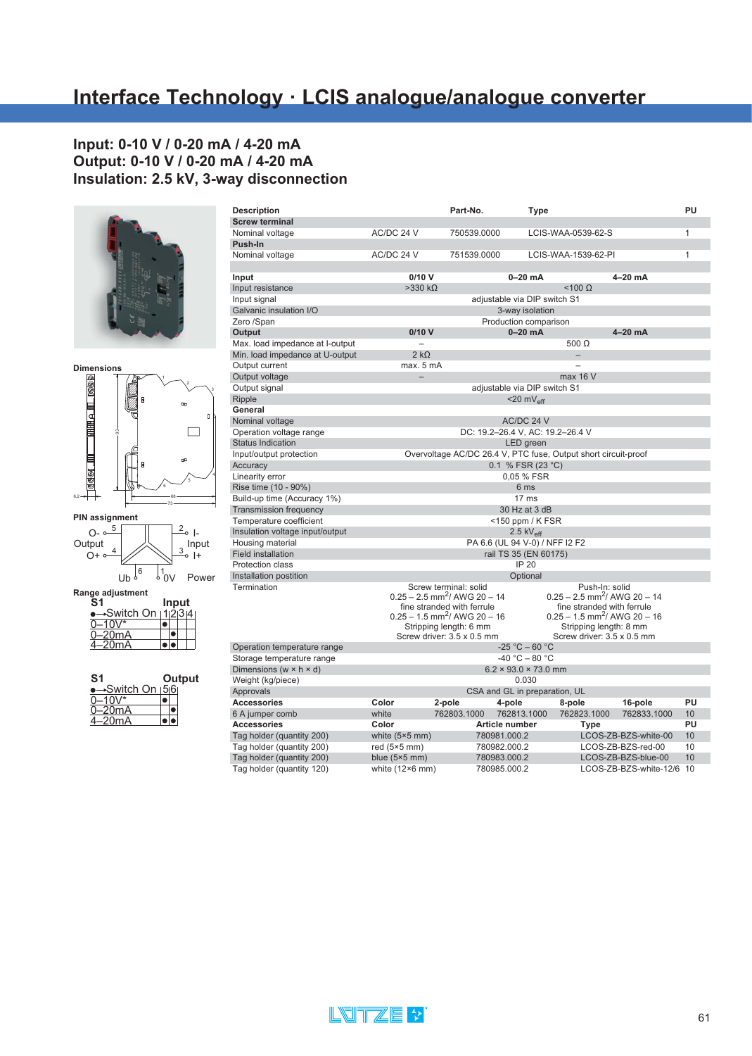# Interface Technology · LCIS analogue/analogue converter

## Input: 0-10 V / 0-20 mA / 4-20 mA
## Output: 0-10 V / 0-20 mA / 4-20 mA
## Insulation: 2.5 kV, 3-way disconnection

**Dimensions**

**PIN assignment**

O- 5, O+ 4 Output; 2 I-, 3 I+ Input; Ub 6, 1 0V Power

**Range adjustment**

| S1 ●→Switch On | Input 1 | 2 | 3 | 4 |
|---|---|---|---|---|
| 0–10V* | ● | | | |
| 0–20mA | | ● | | |
| 4–20mA | ● | ● | | |

| S1 ●→Switch On | Output 5 | 6 |
|---|---|---|
| 0–10V* | ● | |
| 0–20mA | | ● |
| 4–20mA | ● | ● |

| Description | | Part-No. | Type | PU |
|---|---|---|---|---|
| **Screw terminal** | | | | |
| Nominal voltage | AC/DC 24 V | 750539.0000 | LCIS-WAA-0539-62-S | 1 |
| **Push-In** | | | | |
| Nominal voltage | AC/DC 24 V | 751539.0000 | LCIS-WAA-1539-62-PI | 1 |

| **Input** | **0/10 V** | **0–20 mA** | **4–20 mA** |
|---|---|---|---|
| Input resistance | >330 kΩ | <100 Ω | |
| Input signal | adjustable via DIP switch S1 | | |
| Galvanic insulation I/O | 3-way isolation | | |
| Zero /Span | Production comparison | | |
| **Output** | **0/10 V** | **0–20 mA** | **4–20 mA** |
| Max. load impedance at I-output | – | 500 Ω | |
| Min. load impedance at U-output | 2 kΩ | – | |
| Output current | max. 5 mA | – | |
| Output voltage | – | max 16 V | |
| Output signal | adjustable via DIP switch S1 | | |
| Ripple | <20 $mV_{eff}$ | | |
| **General** | | | |
| Nominal voltage | AC/DC 24 V | | |
| Operation voltage range | DC: 19.2–26.4 V, AC: 19.2–26.4 V | | |
| Status Indication | LED green | | |
| Input/output protection | Overvoltage AC/DC 26.4 V, PTC fuse, Output short circuit-proof | | |
| Accuracy | 0.1 % FSR (23 °C) | | |
| Linearity error | 0,05 % FSR | | |
| Rise time (10 - 90%) | 6 ms | | |
| Build-up time (Accuracy 1%) | 17 ms | | |
| Transmission frequency | 30 Hz at 3 dB | | |
| Temperature coefficient | <150 ppm / K FSR | | |
| Insulation voltage input/output | 2.5 $kV_{eff}$ | | |
| Housing material | PA 6.6 (UL 94 V-0) / NFF I2 F2 | | |
| Field installation | rail TS 35 (EN 60175) | | |
| Protection class | IP 20 | | |
| Installation postition | Optional | | |
| Termination | Screw terminal: solid 0.25 – 2.5 $mm^2$/ AWG 20 – 14 fine stranded with ferrule 0.25 – 1.5 $mm^2$/ AWG 20 – 16 Stripping length: 6 mm Screw driver: 3.5 x 0.5 mm | Push-In: solid 0.25 – 2.5 $mm^2$/ AWG 20 – 14 fine stranded with ferrule 0.25 – 1.5 $mm^2$/ AWG 20 – 16 Stripping length: 8 mm Screw driver: 3.5 x 0.5 mm | |
| Operation temperature range | -25 °C – 60 °C | | |
| Storage temperature range | -40 °C – 80 °C | | |
| Dimensions (w × h × d) | 6.2 × 93.0 × 73.0 mm | | |
| Weight (kg/piece) | 0.030 | | |
| Approvals | CSA and GL in preparation, UL | | |

| **Accessories** | **Color** | **2-pole** | **4-pole** | **8-pole** | **16-pole** | **PU** |
|---|---|---|---|---|---|---|
| 6 A jumper comb | white | 762803.1000 | 762813.1000 | 762823.1000 | 762833.1000 | 10 |

| **Accessories** | **Color** | **Article number** | **Type** | **PU** |
|---|---|---|---|---|
| Tag holder (quantity 200) | white (5×5 mm) | 780981.000.2 | LCOS-ZB-BZS-white-00 | 10 |
| Tag holder (quantity 200) | red (5×5 mm) | 780982.000.2 | LCOS-ZB-BZS-red-00 | 10 |
| Tag holder (quantity 200) | blue (5×5 mm) | 780983.000.2 | LCOS-ZB-BZS-blue-00 | 10 |
| Tag holder (quantity 120) | white (12×6 mm) | 780985.000.2 | LCOS-ZB-BZS-white-12/6 | 10 |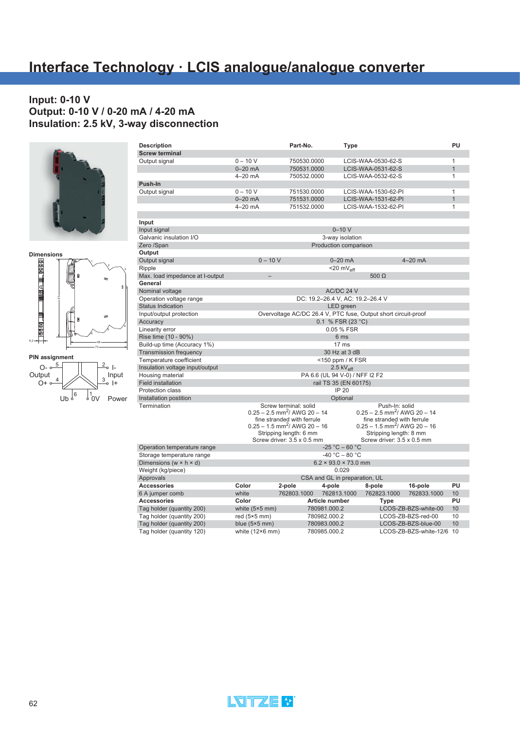# Interface Technology · LCIS analogue/analogue converter

## Input: 0-10 V
## Output: 0-10 V / 0-20 mA / 4-20 mA
## Insulation: 2.5 kV, 3-way disconnection

**Dimensions**

**PIN assignment**

Output: O- 5, O+ 4 · Input: I- 2, I+ 3 · Power: Ub 6, 0V 1

| Description | | Part-No. | Type | PU |
|---|---|---|---|---|
| **Screw terminal** | | | | |
| Output signal | 0 – 10 V | 750530.0000 | LCIS-WAA-0530-62-S | 1 |
| | 0–20 mA | 750531.0000 | LCIS-WAA-0531-62-S | 1 |
| | 4–20 mA | 750532.0000 | LCIS-WAA-0532-62-S | 1 |
| **Push-In** | | | | |
| Output signal | 0 – 10 V | 751530.0000 | LCIS-WAA-1530-62-PI | 1 |
| | 0–20 mA | 751531.0000 | LCIS-WAA-1531-62-PI | 1 |
| | 4–20 mA | 751532.0000 | LCIS-WAA-1532-62-PI | 1 |

| **Input** | | | |
|---|---|---|---|
| Input signal | 0–10 V | | |
| Galvanic insulation I/O | 3-way isolation | | |
| Zero /Span | Production comparison | | |
| **Output** | | | |
| Output signal | 0 – 10 V | 0–20 mA | 4–20 mA |
| Ripple | <20 mV$_{eff}$ | | |
| Max. load impedance at I-output | – | 500 Ω | |
| **General** | | | |
| Nominal voltage | AC/DC 24 V | | |
| Operation voltage range | DC: 19.2–26.4 V, AC: 19.2–26.4 V | | |
| Status Indication | LED green | | |
| Input/output protection | Overvoltage AC/DC 26.4 V, PTC fuse, Output short circuit-proof | | |
| Accuracy | 0.1 % FSR (23 °C) | | |
| Linearity error | 0.05 % FSR | | |
| Rise time (10 - 90%) | 6 ms | | |
| Build-up time (Accuracy 1%) | 17 ms | | |
| Transmission frequency | 30 Hz at 3 dB | | |
| Temperature coefficient | <150 ppm / K FSR | | |
| Insulation voltage input/output | 2.5 kV$_{eff}$ | | |
| Housing material | PA 6.6 (UL 94 V-0) / NFF I2 F2 | | |
| Field installation | rail TS 35 (EN 60175) | | |
| Protection class | IP 20 | | |
| Installation postition | Optional | | |
| Termination | Screw terminal: solid 0.25 – 2.5 mm$^2$/ AWG 20 – 14 fine stranded with ferrule 0.25 – 1.5 mm$^2$/ AWG 20 – 16 Stripping length: 6 mm Screw driver: 3.5 x 0.5 mm | Push-In: solid 0.25 – 2.5 mm$^2$/ AWG 20 – 14 fine stranded with ferrule 0.25 – 1.5 mm$^2$/ AWG 20 – 16 Stripping length: 8 mm Screw driver: 3.5 x 0.5 mm | |
| Operation temperature range | -25 °C – 60 °C | | |
| Storage temperature range | -40 °C – 80 °C | | |
| Dimensions (w × h × d) | 6.2 × 93.0 × 73.0 mm | | |
| Weight (kg/piece) | 0.029 | | |
| Approvals | CSA and GL in preparation, UL | | |

| **Accessories** | **Color** | **2-pole** | **4-pole** | **8-pole** | **16-pole** | **PU** |
|---|---|---|---|---|---|---|
| 6 A jumper comb | white | 762803.1000 | 762813.1000 | 762823.1000 | 762833.1000 | 10 |

| **Accessories** | **Color** | **Article number** | **Type** | **PU** |
|---|---|---|---|---|
| Tag holder (quantity 200) | white (5×5 mm) | 780981.000.2 | LCOS-ZB-BZS-white-00 | 10 |
| Tag holder (quantity 200) | red (5×5 mm) | 780982.000.2 | LCOS-ZB-BZS-red-00 | 10 |
| Tag holder (quantity 200) | blue (5×5 mm) | 780983.000.2 | LCOS-ZB-BZS-blue-00 | 10 |
| Tag holder (quantity 120) | white (12×6 mm) | 780985.000.2 | LCOS-ZB-BZS-white-12/6 | 10 |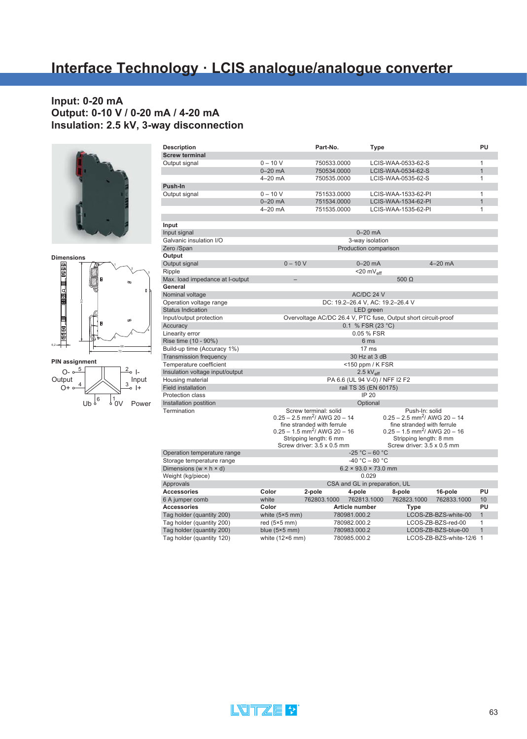# Interface Technology · LCIS analogue/analogue converter

## Input: 0-20 mA
## Output: 0-10 V / 0-20 mA / 4-20 mA
## Insulation: 2.5 kV, 3-way disconnection

**Dimensions**

**PIN assignment**

O- 5, Output, O+ 4, Ub 6, 1 0V, Power, 2 I-, Input, 3 I+

| Description | | Part-No. | Type | PU |
|---|---|---|---|---|
| **Screw terminal** | | | | |
| Output signal | 0 – 10 V | 750533.0000 | LCIS-WAA-0533-62-S | 1 |
| | 0–20 mA | 750534.0000 | LCIS-WAA-0534-62-S | 1 |
| | 4–20 mA | 750535.0000 | LCIS-WAA-0535-62-S | 1 |
| **Push-In** | | | | |
| Output signal | 0 – 10 V | 751533.0000 | LCIS-WAA-1533-62-PI | 1 |
| | 0–20 mA | 751534.0000 | LCIS-WAA-1534-62-PI | 1 |
| | 4–20 mA | 751535.0000 | LCIS-WAA-1535-62-PI | 1 |

| **Input** | | | |
|---|---|---|---|
| Input signal | 0–20 mA | | |
| Galvanic insulation I/O | 3-way isolation | | |
| Zero /Span | Production comparison | | |
| **Output** | | | |
| Output signal | 0 – 10 V | 0–20 mA | 4–20 mA |
| Ripple | <20 $mV_{eff}$ | | |
| Max. load impedance at I-output | – | 500 Ω | |
| **General** | | | |
| Nominal voltage | AC/DC 24 V | | |
| Operation voltage range | DC: 19.2–26.4 V, AC: 19.2–26.4 V | | |
| Status Indication | LED green | | |
| Input/output protection | Overvoltage AC/DC 26.4 V, PTC fuse, Output short circuit-proof | | |
| Accuracy | 0.1 % FSR (23 °C) | | |
| Linearity error | 0.05 % FSR | | |
| Rise time (10 - 90%) | 6 ms | | |
| Build-up time (Accuracy 1%) | 17 ms | | |
| Transmission frequency | 30 Hz at 3 dB | | |
| Temperature coefficient | <150 ppm / K FSR | | |
| Insulation voltage input/output | 2.5 $kV_{eff}$ | | |
| Housing material | PA 6.6 (UL 94 V-0) / NFF I2 F2 | | |
| Field installation | rail TS 35 (EN 60175) | | |
| Protection class | IP 20 | | |
| Installation postition | Optional | | |
| Termination | Screw terminal: solid 0.25 – 2.5 $mm^2$/ AWG 20 – 14 fine stranded with ferrule 0.25 – 1.5 $mm^2$/ AWG 20 – 16 Stripping length: 6 mm Screw driver: 3.5 x 0.5 mm | Push-In: solid 0.25 – 2.5 $mm^2$/ AWG 20 – 14 fine stranded with ferrule 0.25 – 1.5 $mm^2$/ AWG 20 – 16 Stripping length: 8 mm Screw driver: 3.5 x 0.5 mm | |
| Operation temperature range | -25 °C – 60 °C | | |
| Storage temperature range | -40 °C – 80 °C | | |
| Dimensions (w × h × d) | 6.2 × 93.0 × 73.0 mm | | |
| Weight (kg/piece) | 0.029 | | |
| Approvals | CSA and GL in preparation, UL | | |

| **Accessories** | **Color** | **2-pole** | **4-pole** | **8-pole** | **16-pole** | **PU** |
|---|---|---|---|---|---|---|
| 6 A jumper comb | white | 762803.1000 | 762813.1000 | 762823.1000 | 762833.1000 | 10 |

| **Accessories** | **Color** | **Article number** | **Type** | **PU** |
|---|---|---|---|---|
| Tag holder (quantity 200) | white (5×5 mm) | 780981.000.2 | LCOS-ZB-BZS-white-00 | 1 |
| Tag holder (quantity 200) | red (5×5 mm) | 780982.000.2 | LCOS-ZB-BZS-red-00 | 1 |
| Tag holder (quantity 200) | blue (5×5 mm) | 780983.000.2 | LCOS-ZB-BZS-blue-00 | 1 |
| Tag holder (quantity 120) | white (12×6 mm) | 780985.000.2 | LCOS-ZB-BZS-white-12/6 | 1 |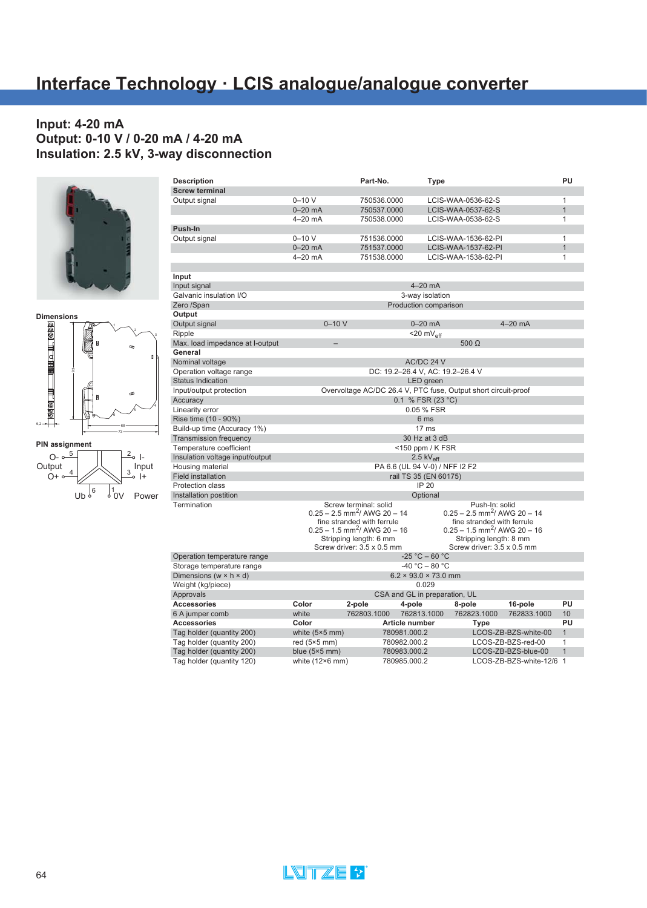# Interface Technology · LCIS analogue/analogue converter

## Input: 4-20 mA
## Output: 0-10 V / 0-20 mA / 4-20 mA
## Insulation: 2.5 kV, 3-way disconnection

**Dimensions**

**PIN assignment**

Output: O- 5, O+ 4 — Input: I- 2, I+ 3 — Power: Ub 6, 0V 1

| Description | | Part-No. | Type | PU |
|---|---|---|---|---|
| **Screw terminal** | | | | |
| Output signal | 0–10 V | 750536.0000 | LCIS-WAA-0536-62-S | 1 |
| | 0–20 mA | 750537.0000 | LCIS-WAA-0537-62-S | 1 |
| | 4–20 mA | 750538.0000 | LCIS-WAA-0538-62-S | 1 |
| **Push-In** | | | | |
| Output signal | 0–10 V | 751536.0000 | LCIS-WAA-1536-62-PI | 1 |
| | 0–20 mA | 751537.0000 | LCIS-WAA-1537-62-PI | 1 |
| | 4–20 mA | 751538.0000 | LCIS-WAA-1538-62-PI | 1 |

| **Input** | | | |
|---|---|---|---|
| Input signal | 4–20 mA | | |
| Galvanic insulation I/O | 3-way isolation | | |
| Zero /Span | Production comparison | | |
| **Output** | | | |
| Output signal | 0–10 V | 0–20 mA | 4–20 mA |
| Ripple | <20 $mV_{eff}$ | | |
| Max. load impedance at I-output | – | 500 Ω | |
| **General** | | | |
| Nominal voltage | AC/DC 24 V | | |
| Operation voltage range | DC: 19.2–26.4 V, AC: 19.2–26.4 V | | |
| Status Indication | LED green | | |
| Input/output protection | Overvoltage AC/DC 26.4 V, PTC fuse, Output short circuit-proof | | |
| Accuracy | 0.1 % FSR (23 °C) | | |
| Linearity error | 0.05 % FSR | | |
| Rise time (10 - 90%) | 6 ms | | |
| Build-up time (Accuracy 1%) | 17 ms | | |
| Transmission frequency | 30 Hz at 3 dB | | |
| Temperature coefficient | <150 ppm / K FSR | | |
| Insulation voltage input/output | 2.5 $kV_{eff}$ | | |
| Housing material | PA 6.6 (UL 94 V-0) / NFF I2 F2 | | |
| Field installation | rail TS 35 (EN 60175) | | |
| Protection class | IP 20 | | |
| Installation postition | Optional | | |
| Termination | Screw terminal: solid 0.25 – 2.5 $mm^2$/ AWG 20 – 14 fine stranded with ferrule 0.25 – 1.5 $mm^2$/ AWG 20 – 16 Stripping length: 6 mm Screw driver: 3.5 x 0.5 mm | Push-In: solid 0.25 – 2.5 $mm^2$/ AWG 20 – 14 fine stranded with ferrule 0.25 – 1.5 $mm^2$/ AWG 20 – 16 Stripping length: 8 mm Screw driver: 3.5 x 0.5 mm | |
| Operation temperature range | -25 °C – 60 °C | | |
| Storage temperature range | -40 °C – 80 °C | | |
| Dimensions (w × h × d) | 6.2 × 93.0 × 73.0 mm | | |
| Weight (kg/piece) | 0.029 | | |
| Approvals | CSA and GL in preparation, UL | | |

| **Accessories** | **Color** | **2-pole** | **4-pole** | **8-pole** | **16-pole** | **PU** |
|---|---|---|---|---|---|---|
| 6 A jumper comb | white | 762803.1000 | 762813.1000 | 762823.1000 | 762833.1000 | 10 |

| **Accessories** | **Color** | **Article number** | **Type** | **PU** |
|---|---|---|---|---|
| Tag holder (quantity 200) | white (5×5 mm) | 780981.000.2 | LCOS-ZB-BZS-white-00 | 1 |
| Tag holder (quantity 200) | red (5×5 mm) | 780982.000.2 | LCOS-ZB-BZS-red-00 | 1 |
| Tag holder (quantity 200) | blue (5×5 mm) | 780983.000.2 | LCOS-ZB-BZS-blue-00 | 1 |
| Tag holder (quantity 120) | white (12×6 mm) | 780985.000.2 | LCOS-ZB-BZS-white-12/6 | 1 |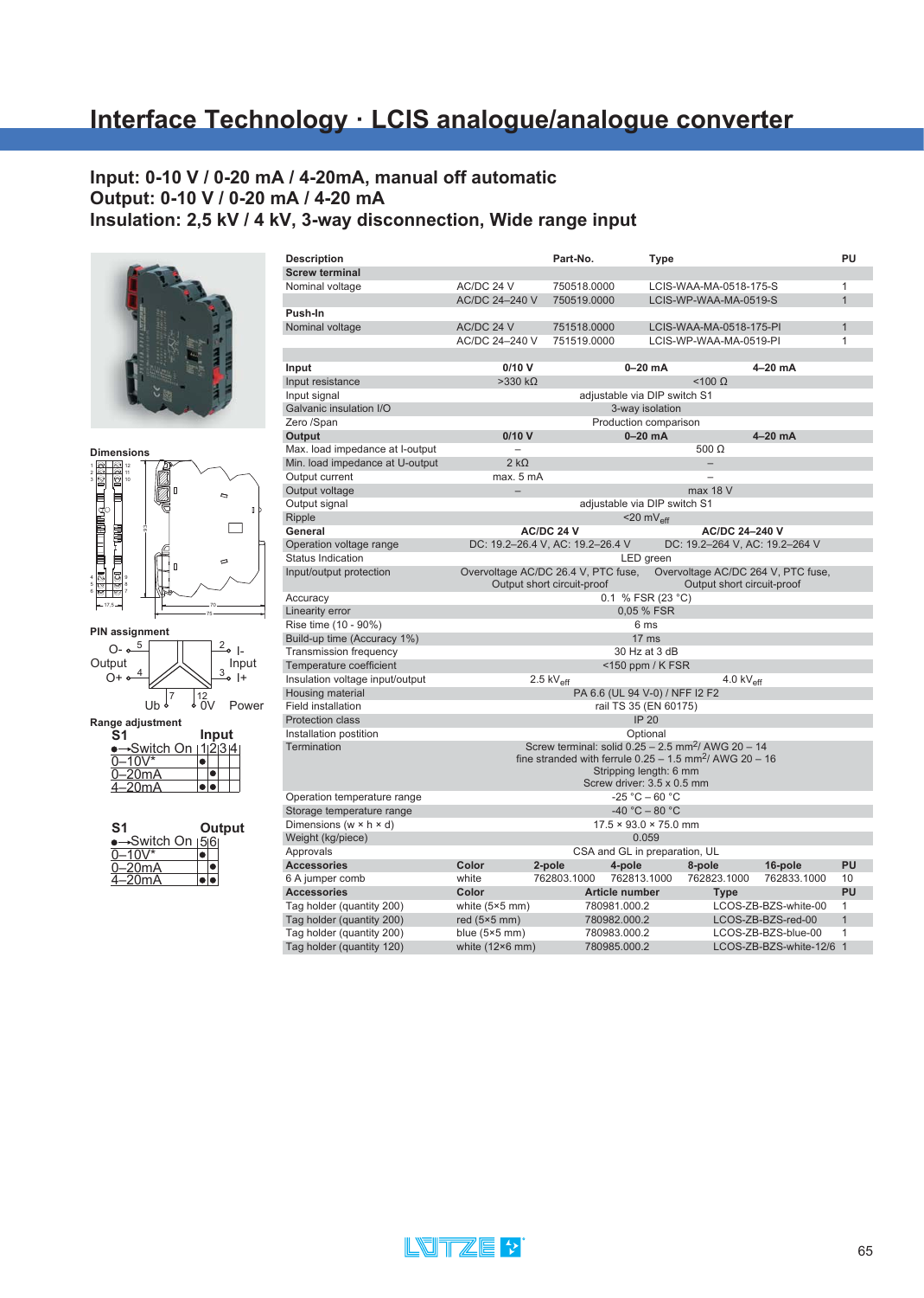# Interface Technology · LCIS analogue/analogue converter

## Input: 0-10 V / 0-20 mA / 4-20mA, manual off automatic
## Output: 0-10 V / 0-20 mA / 4-20 mA
## Insulation: 2,5 kV / 4 kV, 3-way disconnection, Wide range input

**Dimensions**

**PIN assignment**

Output: O- 5, O+ 4; Input: I- 2, I+ 3; Power: Ub 7, 0V 12

**Range adjustment**

| S1 ●→Switch On | Input 1 | 2 | 3 | 4 |
|---|---|---|---|---|
| 0–10V* | | | | |
| 0–20mA | ● | | | |
| 4–20mA | | ● | | |
| | ● | ● | | |

| S1 ●→Switch On | Output 5 | 6 |
|---|---|---|
| 0–10V* | | |
| 0–20mA | ● | |
| 4–20mA | | ● |
| | ● | ● |

| Description | | Part-No. | Type | PU |
|---|---|---|---|---|
| **Screw terminal** | | | | |
| Nominal voltage | AC/DC 24 V | 750518.0000 | LCIS-WAA-MA-0518-175-S | 1 |
| | AC/DC 24–240 V | 750519.0000 | LCIS-WP-WAA-MA-0519-S | 1 |
| **Push-In** | | | | |
| Nominal voltage | AC/DC 24 V | 751518.0000 | LCIS-WAA-MA-0518-175-PI | 1 |
| | AC/DC 24–240 V | 751519.0000 | LCIS-WP-WAA-MA-0519-PI | 1 |

| | | | |
|---|---|---|---|
| **Input** | **0/10 V** | **0–20 mA** | **4–20 mA** |
| Input resistance | >330 kΩ | <100 Ω | |
| Input signal | adjustable via DIP switch S1 | | |
| Galvanic insulation I/O | 3-way isolation | | |
| Zero /Span | Production comparison | | |
| **Output** | **0/10 V** | **0–20 mA** | **4–20 mA** |
| Max. load impedance at I-output | – | 500 Ω | |
| Min. load impedance at U-output | 2 kΩ | – | |
| Output current | max. 5 mA | – | |
| Output voltage | – | max 18 V | |
| Output signal | adjustable via DIP switch S1 | | |
| Ripple | <20 $mV_{eff}$ | | |
| **General** | **AC/DC 24 V** | **AC/DC 24–240 V** | |
| Operation voltage range | DC: 19.2–26.4 V, AC: 19.2–26.4 V | DC: 19.2–264 V, AC: 19.2–264 V | |
| Status Indication | LED green | | |
| Input/output protection | Overvoltage AC/DC 26.4 V, PTC fuse, Output short circuit-proof | Overvoltage AC/DC 264 V, PTC fuse, Output short circuit-proof | |
| Accuracy | 0.1 % FSR (23 °C) | | |
| Linearity error | 0,05 % FSR | | |
| Rise time (10 - 90%) | 6 ms | | |
| Build-up time (Accuracy 1%) | 17 ms | | |
| Transmission frequency | 30 Hz at 3 dB | | |
| Temperature coefficient | <150 ppm / K FSR | | |
| Insulation voltage input/output | 2.5 $kV_{eff}$ | 4.0 $kV_{eff}$ | |
| Housing material | PA 6.6 (UL 94 V-0) / NFF I2 F2 | | |
| Field installation | rail TS 35 (EN 60175) | | |
| Protection class | IP 20 | | |
| Installation postition | Optional | | |
| Termination | Screw terminal: solid 0.25 – 2.5 $mm^2$/ AWG 20 – 14; fine stranded with ferrule 0.25 – 1.5 $mm^2$/ AWG 20 – 16; Stripping length: 6 mm; Screw driver: 3.5 x 0.5 mm | | |
| Operation temperature range | -25 °C – 60 °C | | |
| Storage temperature range | -40 °C – 80 °C | | |
| Dimensions (w × h × d) | 17.5 × 93.0 × 75.0 mm | | |
| Weight (kg/piece) | 0.059 | | |
| Approvals | CSA and GL in preparation, UL | | |

| Accessories | Color | 2-pole | 4-pole | 8-pole | 16-pole | PU |
|---|---|---|---|---|---|---|
| 6 A jumper comb | white | 762803.1000 | 762813.1000 | 762823.1000 | 762833.1000 | 10 |

| Accessories | Color | Article number | Type | PU |
|---|---|---|---|---|
| Tag holder (quantity 200) | white (5×5 mm) | 780981.000.2 | LCOS-ZB-BZS-white-00 | 1 |
| Tag holder (quantity 200) | red (5×5 mm) | 780982.000.2 | LCOS-ZB-BZS-red-00 | 1 |
| Tag holder (quantity 200) | blue (5×5 mm) | 780983.000.2 | LCOS-ZB-BZS-blue-00 | 1 |
| Tag holder (quantity 120) | white (12×6 mm) | 780985.000.2 | LCOS-ZB-BZS-white-12/6 | 1 |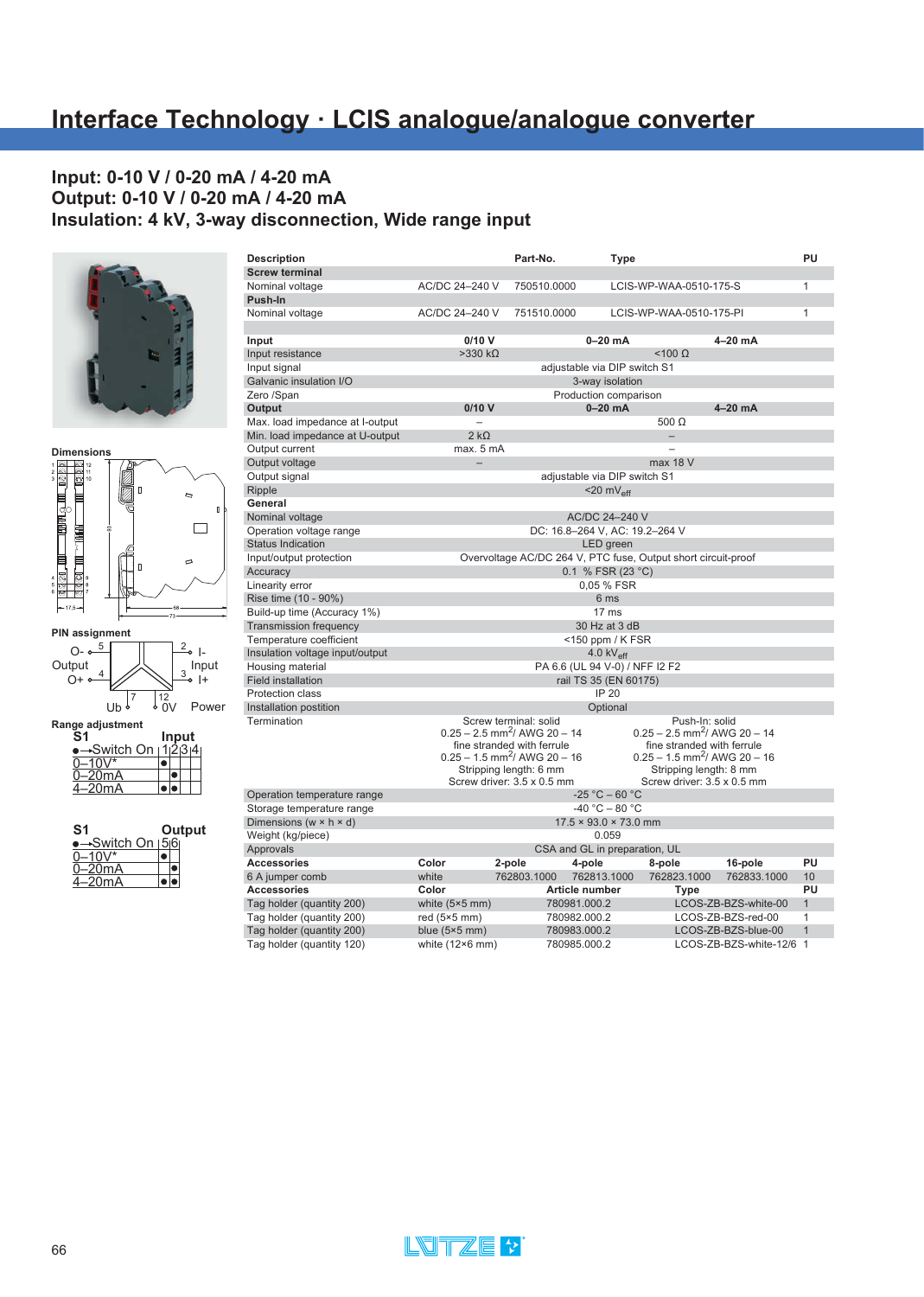# Interface Technology · LCIS analogue/analogue converter

## Input: 0-10 V / 0-20 mA / 4-20 mA
## Output: 0-10 V / 0-20 mA / 4-20 mA
## Insulation: 4 kV, 3-way disconnection, Wide range input

**Dimensions**

**PIN assignment**

Output: O- 5, O+ 4; Input: I- 2, I+ 3; Power: Ub 7, 0V 12

**Range adjustment**

| S1 Input | 1 | 2 | 3 | 4 |
|---|---|---|---|---|
| ●→Switch On | | | | |
| 0–10V* | ● | | | |
| 0–20mA | | ● | | |
| 4–20mA | ● | ● | | |

| S1 Output | 5 | 6 |
|---|---|---|
| ●→Switch On | | |
| 0–10V* | ● | |
| 0–20mA | | ● |
| 4–20mA | ● | ● |

| Description | | Part-No. | Type | PU |
|---|---|---|---|---|
| **Screw terminal** | | | | |
| Nominal voltage | AC/DC 24–240 V | 750510.0000 | LCIS-WP-WAA-0510-175-S | 1 |
| **Push-In** | | | | |
| Nominal voltage | AC/DC 24–240 V | 751510.0000 | LCIS-WP-WAA-0510-175-PI | 1 |

| **Input** | **0/10 V** | **0–20 mA** | **4–20 mA** |
|---|---|---|---|
| Input resistance | >330 kΩ | <100 Ω | |
| Input signal | adjustable via DIP switch S1 | | |
| Galvanic insulation I/O | 3-way isolation | | |
| Zero /Span | Production comparison | | |
| **Output** | **0/10 V** | **0–20 mA** | **4–20 mA** |
| Max. load impedance at I-output | – | 500 Ω | |
| Min. load impedance at U-output | 2 kΩ | – | |
| Output current | max. 5 mA | – | |
| Output voltage | – | max 18 V | |
| Output signal | adjustable via DIP switch S1 | | |
| Ripple | <20 $mV_{eff}$ | | |
| **General** | | | |
| Nominal voltage | AC/DC 24–240 V | | |
| Operation voltage range | DC: 16.8–264 V, AC: 19.2–264 V | | |
| Status Indication | LED green | | |
| Input/output protection | Overvoltage AC/DC 264 V, PTC fuse, Output short circuit-proof | | |
| Accuracy | 0.1 % FSR (23 °C) | | |
| Linearity error | 0,05 % FSR | | |
| Rise time (10 - 90%) | 6 ms | | |
| Build-up time (Accuracy 1%) | 17 ms | | |
| Transmission frequency | 30 Hz at 3 dB | | |
| Temperature coefficient | <150 ppm / K FSR | | |
| Insulation voltage input/output | 4.0 $kV_{eff}$ | | |
| Housing material | PA 6.6 (UL 94 V-0) / NFF I2 F2 | | |
| Field installation | rail TS 35 (EN 60175) | | |
| Protection class | IP 20 | | |
| Installation postition | Optional | | |
| Termination | Screw terminal: solid 0.25 – 2.5 $mm^2$/ AWG 20 – 14, fine stranded with ferrule 0.25 – 1.5 $mm^2$/ AWG 20 – 16, Stripping length: 6 mm, Screw driver: 3.5 x 0.5 mm | Push-In: solid 0.25 – 2.5 $mm^2$/ AWG 20 – 14, fine stranded with ferrule 0.25 – 1.5 $mm^2$/ AWG 20 – 16, Stripping length: 8 mm, Screw driver: 3.5 x 0.5 mm | |
| Operation temperature range | -25 °C – 60 °C | | |
| Storage temperature range | -40 °C – 80 °C | | |
| Dimensions (w × h × d) | 17.5 × 93.0 × 73.0 mm | | |
| Weight (kg/piece) | 0.059 | | |
| Approvals | CSA and GL in preparation, UL | | |

| **Accessories** | **Color** | **2-pole** | **4-pole** | **8-pole** | **16-pole** | **PU** |
|---|---|---|---|---|---|---|
| 6 A jumper comb | white | 762803.1000 | 762813.1000 | 762823.1000 | 762833.1000 | 10 |

| **Accessories** | **Color** | **Article number** | **Type** | **PU** |
|---|---|---|---|---|
| Tag holder (quantity 200) | white (5×5 mm) | 780981.000.2 | LCOS-ZB-BZS-white-00 | 1 |
| Tag holder (quantity 200) | red (5×5 mm) | 780982.000.2 | LCOS-ZB-BZS-red-00 | 1 |
| Tag holder (quantity 200) | blue (5×5 mm) | 780983.000.2 | LCOS-ZB-BZS-blue-00 | 1 |
| Tag holder (quantity 120) | white (12×6 mm) | 780985.000.2 | LCOS-ZB-BZS-white-12/6 | 1 |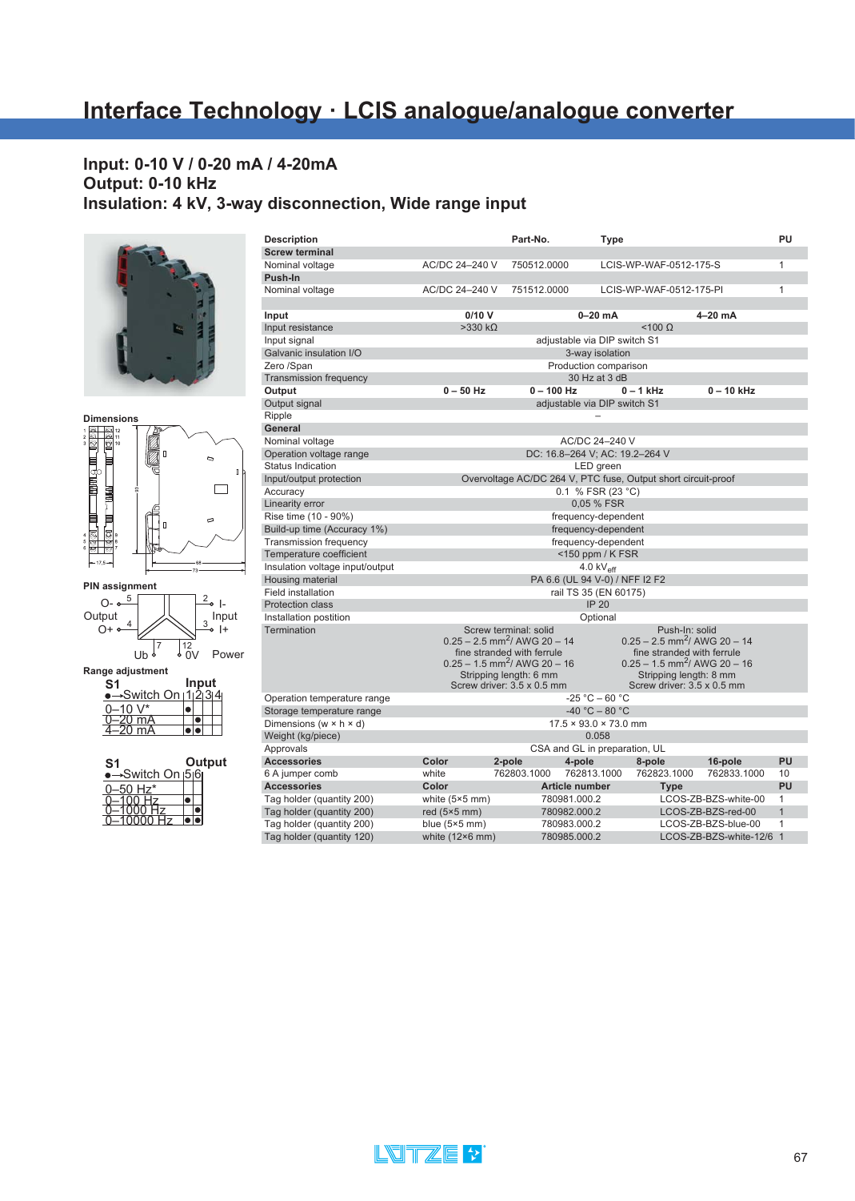# Interface Technology · LCIS analogue/analogue converter

## Input: 0-10 V / 0-20 mA / 4-20mA
## Output: 0-10 kHz
## Insulation: 4 kV, 3-way disconnection, Wide range input

**Dimensions**

**PIN assignment**

O- 5, Output, O+ 4, 2 I-, Input, 3 I+, 7 Ub, 12 0V, Power

**Range adjustment**

| S1 ●→Switch On | Input 1 | 2 | 3 | 4 |
|---|---|---|---|---|
| 0–10 V* | ● | | | |
| 0–20 mA | | ● | | |
| 4–20 mA | ● | ● | | |

| S1 ●→Switch On | Output 5 | 6 |
|---|---|---|
| 0–50 Hz* | | |
| 0–100 Hz | ● | |
| 0–1000 Hz | | ● |
| 0–10000 Hz | ● | ● |

| Description | | Part-No. | Type | PU |
|---|---|---|---|---|
| **Screw terminal** | | | | |
| Nominal voltage | AC/DC 24–240 V | 750512.0000 | LCIS-WP-WAF-0512-175-S | 1 |
| **Push-In** | | | | |
| Nominal voltage | AC/DC 24–240 V | 751512.0000 | LCIS-WP-WAF-0512-175-PI | 1 |

| **Input** | **0/10 V** | **0–20 mA** | **4–20 mA** | |
|---|---|---|---|---|
| Input resistance | >330 kΩ | <100 Ω | | |
| Input signal | adjustable via DIP switch S1 | | | |
| Galvanic insulation I/O | 3-way isolation | | | |
| Zero /Span | Production comparison | | | |
| Transmission frequency | 30 Hz at 3 dB | | | |
| **Output** | **0 – 50 Hz** | **0 – 100 Hz** | **0 – 1 kHz** | **0 – 10 kHz** |
| Output signal | adjustable via DIP switch S1 | | | |
| Ripple | – | | | |
| **General** | | | | |
| Nominal voltage | AC/DC 24–240 V | | | |
| Operation voltage range | DC: 16.8–264 V; AC: 19.2–264 V | | | |
| Status Indication | LED green | | | |
| Input/output protection | Overvoltage AC/DC 264 V, PTC fuse, Output short circuit-proof | | | |
| Accuracy | 0.1 % FSR (23 °C) | | | |
| Linearity error | 0,05 % FSR | | | |
| Rise time (10 - 90%) | frequency-dependent | | | |
| Build-up time (Accuracy 1%) | frequency-dependent | | | |
| Transmission frequency | frequency-dependent | | | |
| Temperature coefficient | <150 ppm / K FSR | | | |
| Insulation voltage input/output | 4.0 $kV_{eff}$ | | | |
| Housing material | PA 6.6 (UL 94 V-0) / NFF I2 F2 | | | |
| Field installation | rail TS 35 (EN 60175) | | | |
| Protection class | IP 20 | | | |
| Installation postition | Optional | | | |
| Termination | Screw terminal: solid 0.25 – 2.5 $mm^2$/ AWG 20 – 14 fine stranded with ferrule 0.25 – 1.5 $mm^2$/ AWG 20 – 16 Stripping length: 6 mm Screw driver: 3.5 x 0.5 mm | | Push-In: solid 0.25 – 2.5 $mm^2$/ AWG 20 – 14 fine stranded with ferrule 0.25 – 1.5 $mm^2$/ AWG 20 – 16 Stripping length: 8 mm Screw driver: 3.5 x 0.5 mm | |
| Operation temperature range | -25 °C – 60 °C | | | |
| Storage temperature range | -40 °C – 80 °C | | | |
| Dimensions (w × h × d) | 17.5 × 93.0 × 73.0 mm | | | |
| Weight (kg/piece) | 0.058 | | | |
| Approvals | CSA and GL in preparation, UL | | | |

| **Accessories** | **Color** | **2-pole** | **4-pole** | **8-pole** | **16-pole** | **PU** |
|---|---|---|---|---|---|---|
| 6 A jumper comb | white | 762803.1000 | 762813.1000 | 762823.1000 | 762833.1000 | 10 |

| **Accessories** | **Color** | **Article number** | **Type** | **PU** |
|---|---|---|---|---|
| Tag holder (quantity 200) | white (5×5 mm) | 780981.000.2 | LCOS-ZB-BZS-white-00 | 1 |
| Tag holder (quantity 200) | red (5×5 mm) | 780982.000.2 | LCOS-ZB-BZS-red-00 | 1 |
| Tag holder (quantity 200) | blue (5×5 mm) | 780983.000.2 | LCOS-ZB-BZS-blue-00 | 1 |
| Tag holder (quantity 120) | white (12×6 mm) | 780985.000.2 | LCOS-ZB-BZS-white-12/6 | 1 |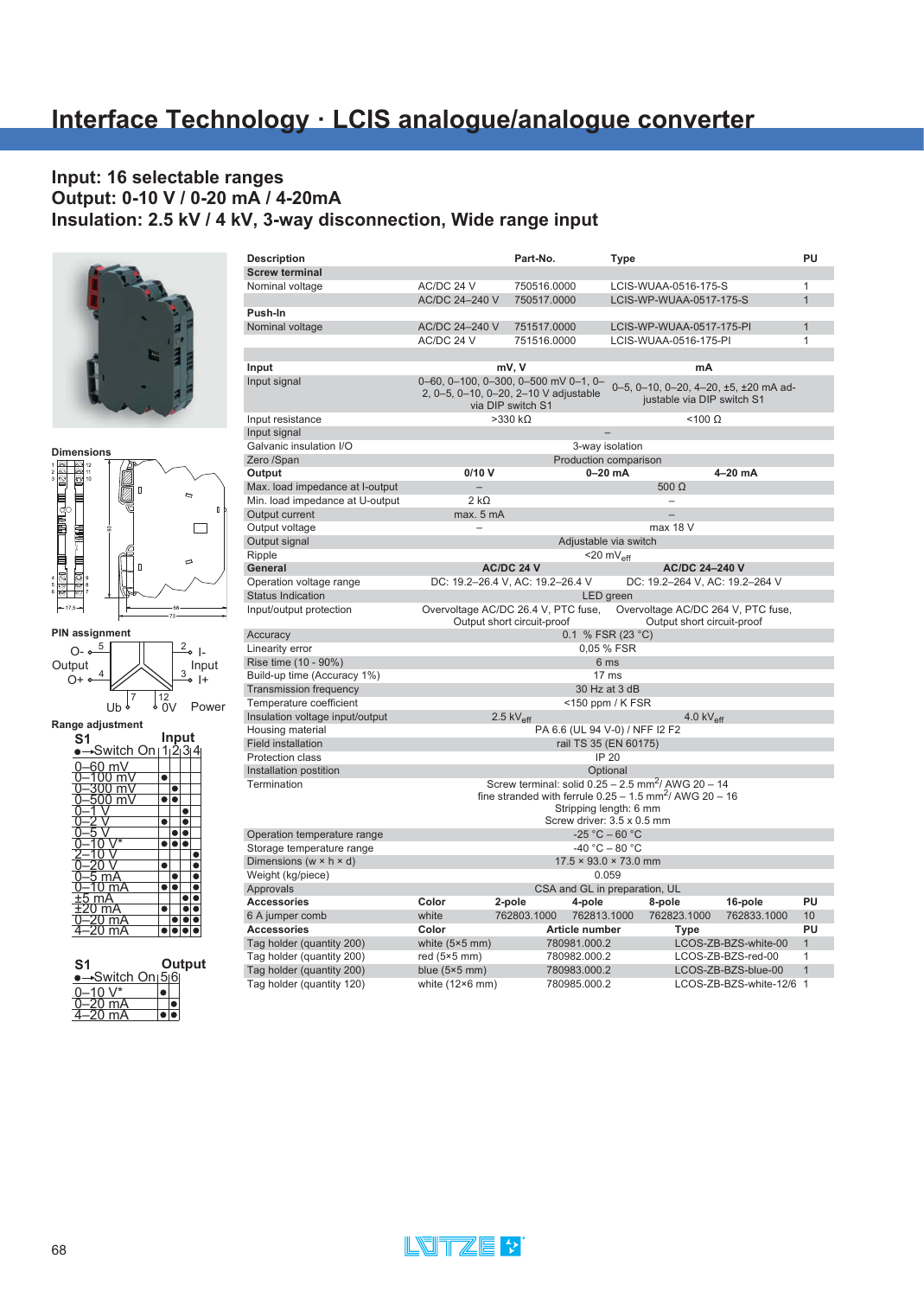# Interface Technology · LCIS analogue/analogue converter

## Input: 16 selectable ranges
## Output: 0-10 V / 0-20 mA / 4-20mA
## Insulation: 2.5 kV / 4 kV, 3-way disconnection, Wide range input

**Dimensions**

**PIN assignment**

O- 5
Output
O+ 4
2 I-
Input
3 I+
7 Ub
12 0V
Power

**Range adjustment**

| S1 ●→Switch On | Input 1 | 2 | 3 | 4 |
|---|---|---|---|---|
| 0–60 mV | | | | |
| 0–100 mV | ● | | | |
| 0–300 mV | | ● | | |
| 0–500 mV | ● | ● | | |
| 0–1 V | | | ● | |
| 0–2 V | ● | | ● | |
| 0–5 V | | ● | ● | |
| 0–10 V* | ● | ● | ● | |
| 2–10 V | | | | ● |
| 0–20 V | ● | | | ● |
| 0–5 mA | | ● | | ● |
| 0–10 mA | ● | ● | | ● |
| ±5 mA | | | ● | ● |
| ±20 mA | ● | | ● | ● |
| 0–20 mA | | ● | ● | ● |
| 4–20 mA | ● | ● | ● | ● |

| S1 ●→Switch On | Output 5 | 6 |
|---|---|---|
| 0–10 V* | ● | |
| 0–20 mA | | ● |
| 4–20 mA | ● | ● |

| Description | | Part-No. | Type | PU |
|---|---|---|---|---|
| **Screw terminal** | | | | |
| Nominal voltage | AC/DC 24 V | 750516.0000 | LCIS-WUAA-0516-175-S | 1 |
| | AC/DC 24–240 V | 750517.0000 | LCIS-WP-WUAA-0517-175-S | 1 |
| **Push-In** | | | | |
| Nominal voltage | AC/DC 24–240 V | 751517.0000 | LCIS-WP-WUAA-0517-175-PI | 1 |
| | AC/DC 24 V | 751516.0000 | LCIS-WUAA-0516-175-PI | 1 |

| | | | |
|---|---|---|---|
| **Input** | **mV, V** | | **mA** |
| Input signal | 0–60, 0–100, 0–300, 0–500 mV 0–1, 0–2, 0–5, 0–10, 0–20, 2–10 V adjustable via DIP switch S1 | | 0–5, 0–10, 0–20, 4–20, ±5, ±20 mA adjustable via DIP switch S1 |
| Input resistance | >330 kΩ | | <100 Ω |
| Input signal | – | | |
| Galvanic insulation I/O | 3-way isolation | | |
| Zero /Span | Production comparison | | |
| **Output** | **0/10 V** | **0–20 mA** | **4–20 mA** |
| Max. load impedance at I-output | – | 500 Ω | |
| Min. load impedance at U-output | 2 kΩ | – | |
| Output current | max. 5 mA | – | |
| Output voltage | – | max 18 V | |
| Output signal | Adjustable via switch | | |
| Ripple | <20 $mV_{eff}$ | | |
| **General** | **AC/DC 24 V** | | **AC/DC 24–240 V** |
| Operation voltage range | DC: 19.2–26.4 V, AC: 19.2–26.4 V | | DC: 19.2–264 V, AC: 19.2–264 V |
| Status Indication | LED green | | |
| Input/output protection | Overvoltage AC/DC 26.4 V, PTC fuse, Output short circuit-proof | | Overvoltage AC/DC 264 V, PTC fuse, Output short circuit-proof |
| Accuracy | 0.1 % FSR (23 °C) | | |
| Linearity error | 0,05 % FSR | | |
| Rise time (10 - 90%) | 6 ms | | |
| Build-up time (Accuracy 1%) | 17 ms | | |
| Transmission frequency | 30 Hz at 3 dB | | |
| Temperature coefficient | <150 ppm / K FSR | | |
| Insulation voltage input/output | 2.5 $kV_{eff}$ | | 4.0 $kV_{eff}$ |
| Housing material | PA 6.6 (UL 94 V-0) / NFF I2 F2 | | |
| Field installation | rail TS 35 (EN 60175) | | |
| Protection class | IP 20 | | |
| Installation postition | Optional | | |
| Termination | Screw terminal: solid 0.25 – 2.5 $mm^2$/ AWG 20 – 14<br>fine stranded with ferrule 0.25 – 1.5 $mm^2$/ AWG 20 – 16<br>Stripping length: 6 mm<br>Screw driver: 3.5 x 0.5 mm | | |
| Operation temperature range | -25 °C – 60 °C | | |
| Storage temperature range | -40 °C – 80 °C | | |
| Dimensions (w × h × d) | 17.5 × 93.0 × 73.0 mm | | |
| Weight (kg/piece) | 0.059 | | |
| Approvals | CSA and GL in preparation, UL | | |

| Accessories | Color | 2-pole | 4-pole | 8-pole | 16-pole | PU |
|---|---|---|---|---|---|---|
| 6 A jumper comb | white | 762803.1000 | 762813.1000 | 762823.1000 | 762833.1000 | 10 |

| Accessories | Color | Article number | Type | PU |
|---|---|---|---|---|
| Tag holder (quantity 200) | white (5×5 mm) | 780981.000.2 | LCOS-ZB-BZS-white-00 | 1 |
| Tag holder (quantity 200) | red (5×5 mm) | 780982.000.2 | LCOS-ZB-BZS-red-00 | 1 |
| Tag holder (quantity 200) | blue (5×5 mm) | 780983.000.2 | LCOS-ZB-BZS-blue-00 | 1 |
| Tag holder (quantity 120) | white (12×6 mm) | 780985.000.2 | LCOS-ZB-BZS-white-12/6 | 1 |